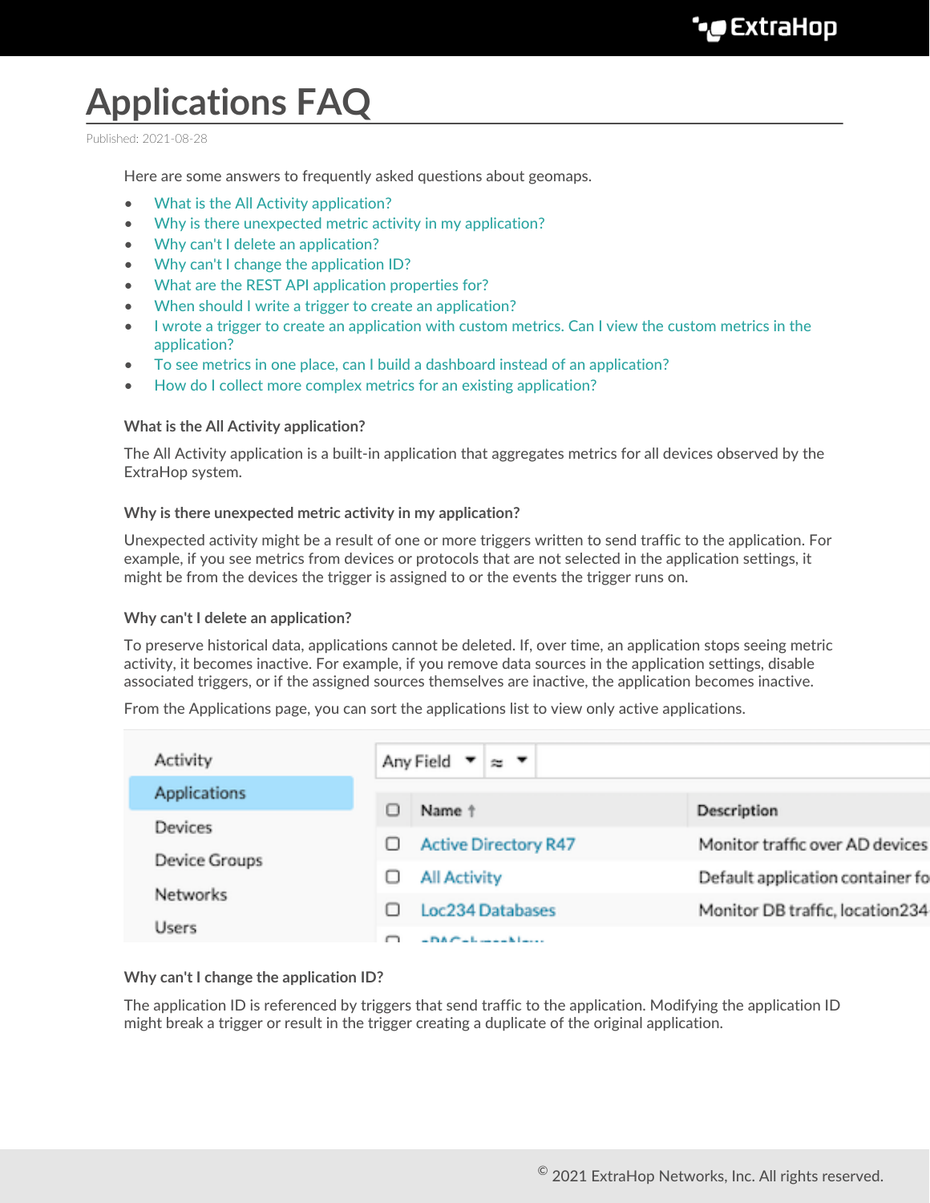# Applications FAQ

Published: 2021-08-28

Here are some answers to frequently asked questions about geomaps.

- What is the All Activity application?
- Why is there unexpected metric activity in my application?
- Why can't I delete an application?
- Why can't I change the application ID?
- What are the REST API application properties for?
- When should I write a trigger to create an application?
- I wrote a trigger to create an application with custom metrics. Can I view the custom metrics in the application?
- To see metrics in one place, can I build a dashboard instead of an application?
- How do I collect more complex metrics for an existing application?

### What is the All Activity application?

The All Activity application is a built-in application that aggregates metrics for all devices observed by the ExtraHop system.

### Why is there unexpected metric activity in my application?

Unexpected activity might be a result of one or more triggers written to send traffic to the application. For example, if you see metrics from devices or protocols that are not selected in the application settings, it might be from the devices the trigger is assigned to or the events the trigger runs on.

### Why can't I delete an application?

To preserve historical data, applications cannot be deleted. If, over time, an application stops seeing metric activity, it becomes inactive. For example, if you remove data sources in the application settings, disable associated triggers, or if the assigned sources themselves are inactive, the application becomes inactive.

From the Applications page, you can sort the applications list to view only active applications.

### Why can't I change the application ID?

The application ID is referenced by triggers that send traffic to the application. Modifying the application ID might break a trigger or result in the trigger creating a duplicate of the original application.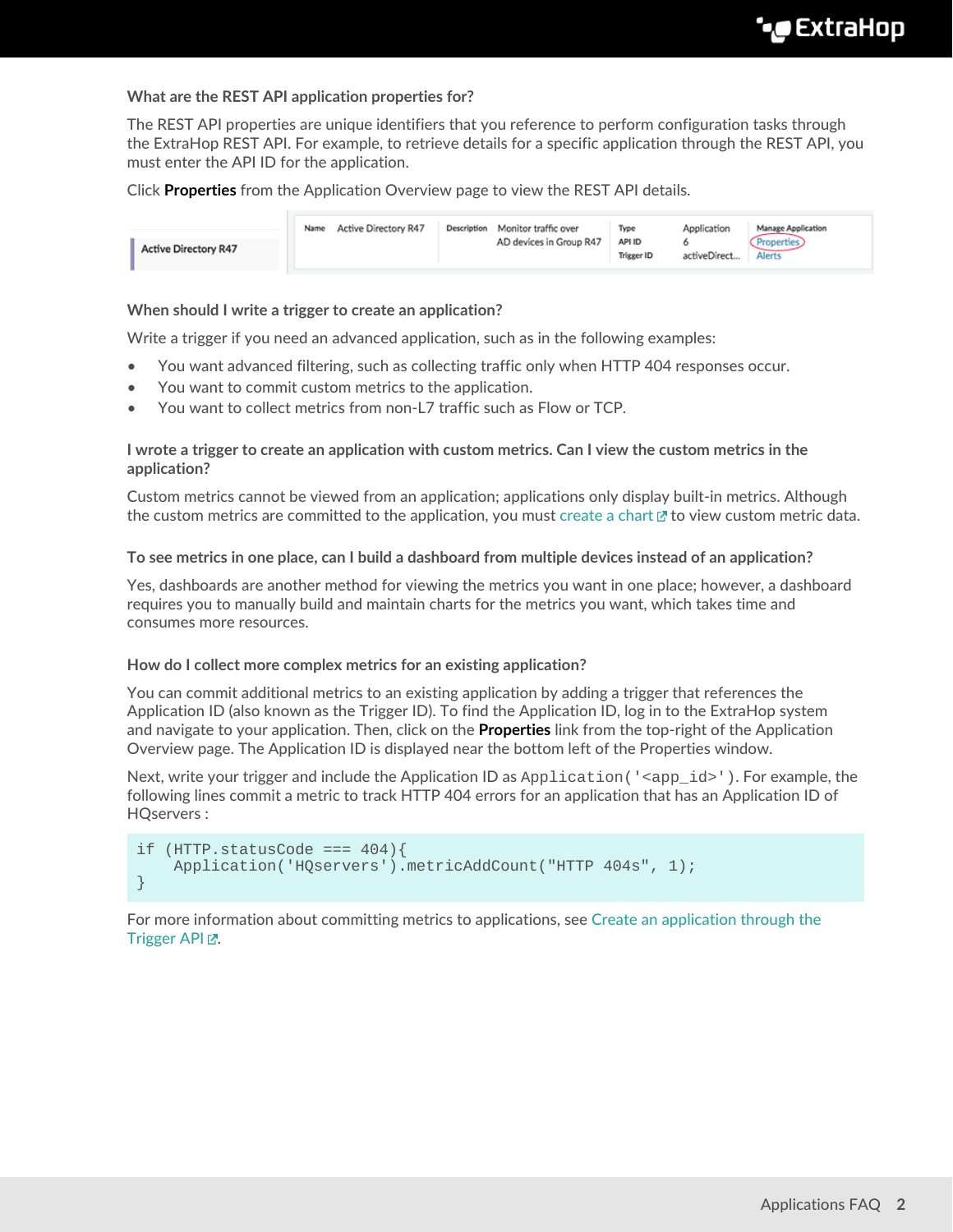### What are the REST API application properties for?

The REST API properties are unique identifiers that you reference to perform configuration tasks through the ExtraHop REST API. For example, to retrieve details for a specific application through the REST API, you must enter the API ID for the application.

Click **Properties** from the Application Overview page to view the REST API details.

### When should I write a trigger to create an application?

Write a trigger if you need an advanced application, such as in the following examples:

- You want advanced filtering, such as collecting traffic only when HTTP 404 responses occur.
- You want to commit custom metrics to the application.
- You want to collect metrics from non-L7 traffic such as Flow or TCP.

### I wrote a trigger to create an application with custom metrics. Can I view the custom metrics in the application?

Custom metrics cannot be viewed from an application; applications only display built-in metrics. Although the custom metrics are committed to the application, you must create a chart to view custom metric data.

### To see metrics in one place, can I build a dashboard from multiple devices instead of an application?

Yes, dashboards are another method for viewing the metrics you want in one place; however, a dashboard requires you to manually build and maintain charts for the metrics you want, which takes time and consumes more resources.

### How do I collect more complex metrics for an existing application?

You can commit additional metrics to an existing application by adding a trigger that references the Application ID (also known as the Trigger ID). To find the Application ID, log in to the ExtraHop system and navigate to your application. Then, click on the **Properties** link from the top-right of the Application Overview page. The Application ID is displayed near the bottom left of the Properties window.

Next, write your trigger and include the Application ID as `Application('<app_id>')`. For example, the following lines commit a metric to track HTTP 404 errors for an application that has an Application ID of HQservers :

```
if (HTTP.statusCode === 404){
    Application('HQservers').metricAddCount("HTTP 404s", 1);
}
```

For more information about committing metrics to applications, see Create an application through the Trigger API.